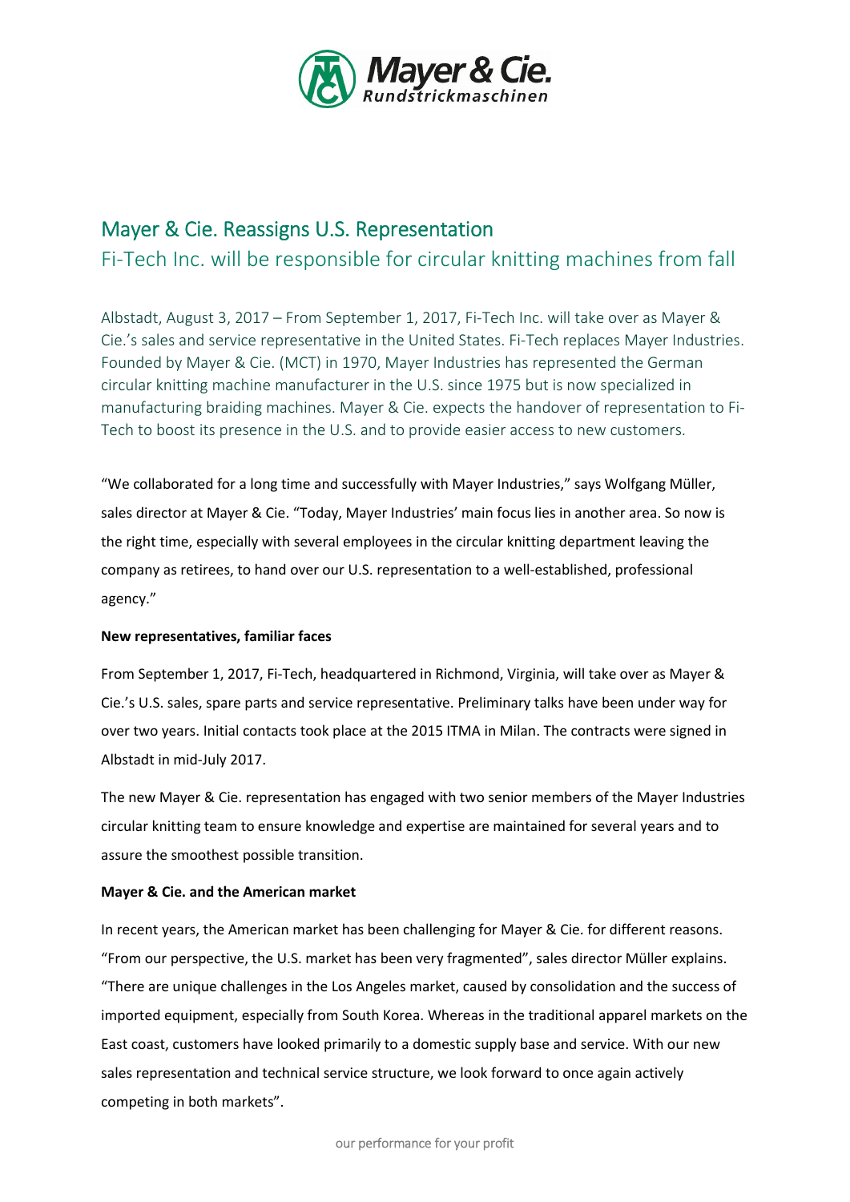# Mayer & Cie. Reassigns U.S. Representation

## Fi-Tech Inc. will be responsible for circular knitting machines from fall

Albstadt, August 3, 2017 – From September 1, 2017, Fi-Tech Inc. will take over as Mayer & Cie.'s sales and service representative in the United States. Fi-Tech replaces Mayer Industries. Founded by Mayer & Cie. (MCT) in 1970, Mayer Industries has represented the German circular knitting machine manufacturer in the U.S. since 1975 but is now specialized in manufacturing braiding machines. Mayer & Cie. expects the handover of representation to Fi-Tech to boost its presence in the U.S. and to provide easier access to new customers.

"We collaborated for a long time and successfully with Mayer Industries," says Wolfgang Müller, sales director at Mayer & Cie. "Today, Mayer Industries' main focus lies in another area. So now is the right time, especially with several employees in the circular knitting department leaving the company as retirees, to hand over our U.S. representation to a well-established, professional agency."

**New representatives, familiar faces**

From September 1, 2017, Fi-Tech, headquartered in Richmond, Virginia, will take over as Mayer & Cie.'s U.S. sales, spare parts and service representative. Preliminary talks have been under way for over two years. Initial contacts took place at the 2015 ITMA in Milan. The contracts were signed in Albstadt in mid-July 2017.

The new Mayer & Cie. representation has engaged with two senior members of the Mayer Industries circular knitting team to ensure knowledge and expertise are maintained for several years and to assure the smoothest possible transition.

**Mayer & Cie. and the American market**

In recent years, the American market has been challenging for Mayer & Cie. for different reasons. "From our perspective, the U.S. market has been very fragmented", sales director Müller explains. "There are unique challenges in the Los Angeles market, caused by consolidation and the success of imported equipment, especially from South Korea. Whereas in the traditional apparel markets on the East coast, customers have looked primarily to a domestic supply base and service. With our new sales representation and technical service structure, we look forward to once again actively competing in both markets".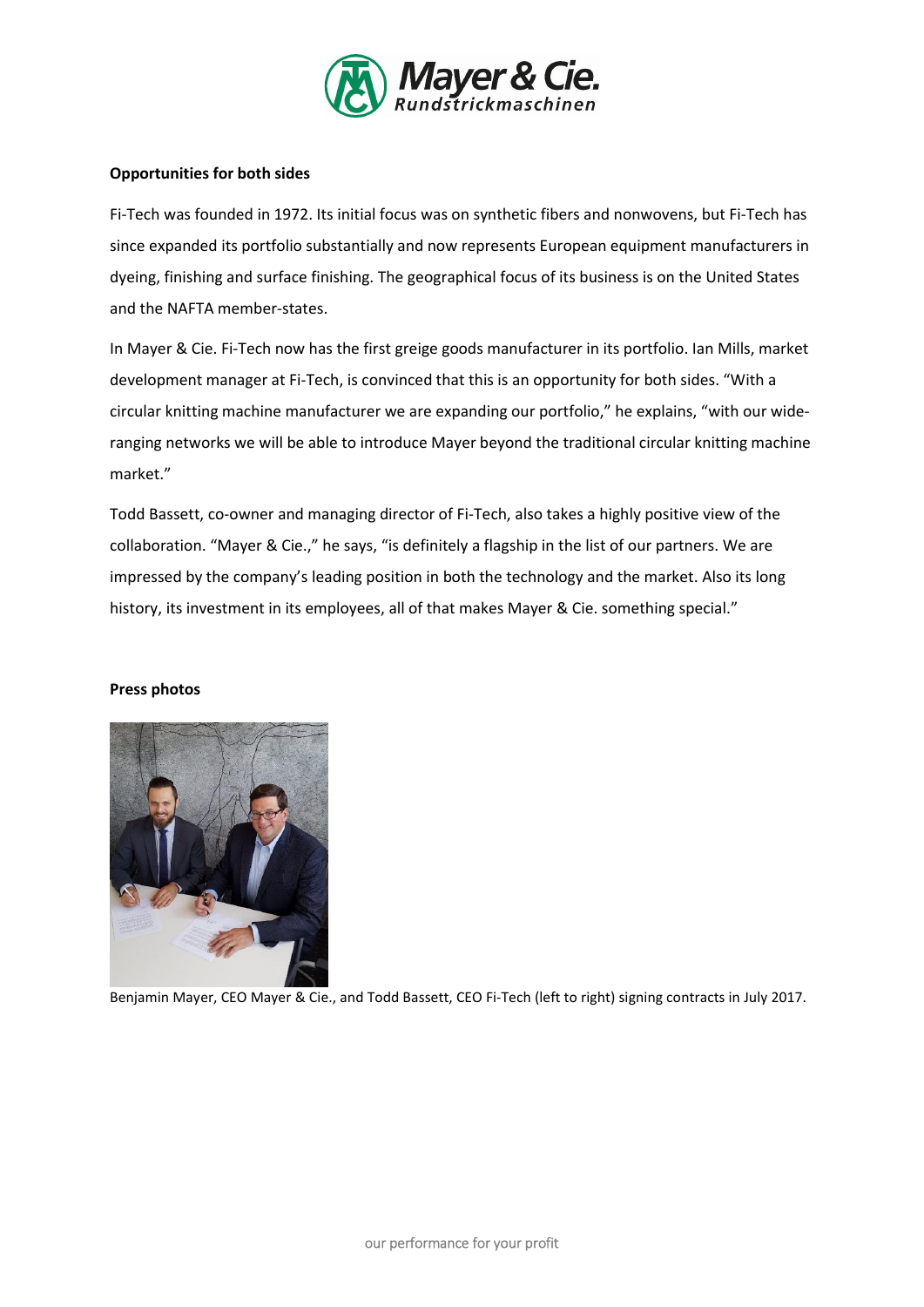**Opportunities for both sides**

Fi-Tech was founded in 1972. Its initial focus was on synthetic fibers and nonwovens, but Fi-Tech has since expanded its portfolio substantially and now represents European equipment manufacturers in dyeing, finishing and surface finishing. The geographical focus of its business is on the United States and the NAFTA member-states.

In Mayer & Cie. Fi-Tech now has the first greige goods manufacturer in its portfolio. Ian Mills, market development manager at Fi-Tech, is convinced that this is an opportunity for both sides. "With a circular knitting machine manufacturer we are expanding our portfolio," he explains, "with our wide-ranging networks we will be able to introduce Mayer beyond the traditional circular knitting machine market."

Todd Bassett, co-owner and managing director of Fi-Tech, also takes a highly positive view of the collaboration. "Mayer & Cie.," he says, "is definitely a flagship in the list of our partners. We are impressed by the company's leading position in both the technology and the market. Also its long history, its investment in its employees, all of that makes Mayer & Cie. something special."

**Press photos**

Benjamin Mayer, CEO Mayer & Cie., and Todd Bassett, CEO Fi-Tech (left to right) signing contracts in July 2017.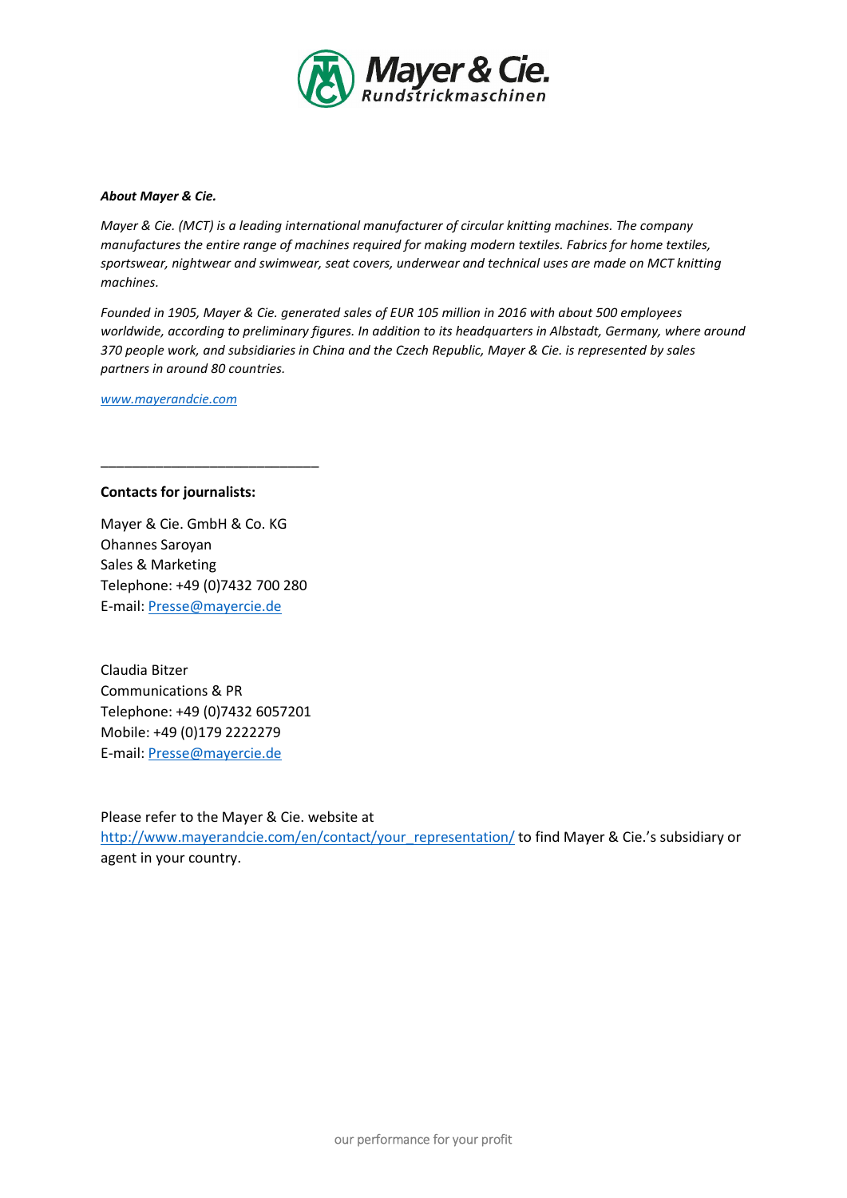***About Mayer & Cie.***

*Mayer & Cie. (MCT) is a leading international manufacturer of circular knitting machines. The company manufactures the entire range of machines required for making modern textiles. Fabrics for home textiles, sportswear, nightwear and swimwear, seat covers, underwear and technical uses are made on MCT knitting machines.*

*Founded in 1905, Mayer & Cie. generated sales of EUR 105 million in 2016 with about 500 employees worldwide, according to preliminary figures. In addition to its headquarters in Albstadt, Germany, where around 370 people work, and subsidiaries in China and the Czech Republic, Mayer & Cie. is represented by sales partners in around 80 countries.*

*[www.mayerandcie.com](http://www.mayerandcie.com)*

______________________________

**Contacts for journalists:**

Mayer & Cie. GmbH & Co. KG
Ohannes Saroyan
Sales & Marketing
Telephone: +49 (0)7432 700 280
E-mail: Presse@mayercie.de

Claudia Bitzer
Communications & PR
Telephone: +49 (0)7432 6057201
Mobile: +49 (0)179 2222279
E-mail: Presse@mayercie.de

Please refer to the Mayer & Cie. website at http://www.mayerandcie.com/en/contact/your_representation/ to find Mayer & Cie.'s subsidiary or agent in your country.

our performance for your profit